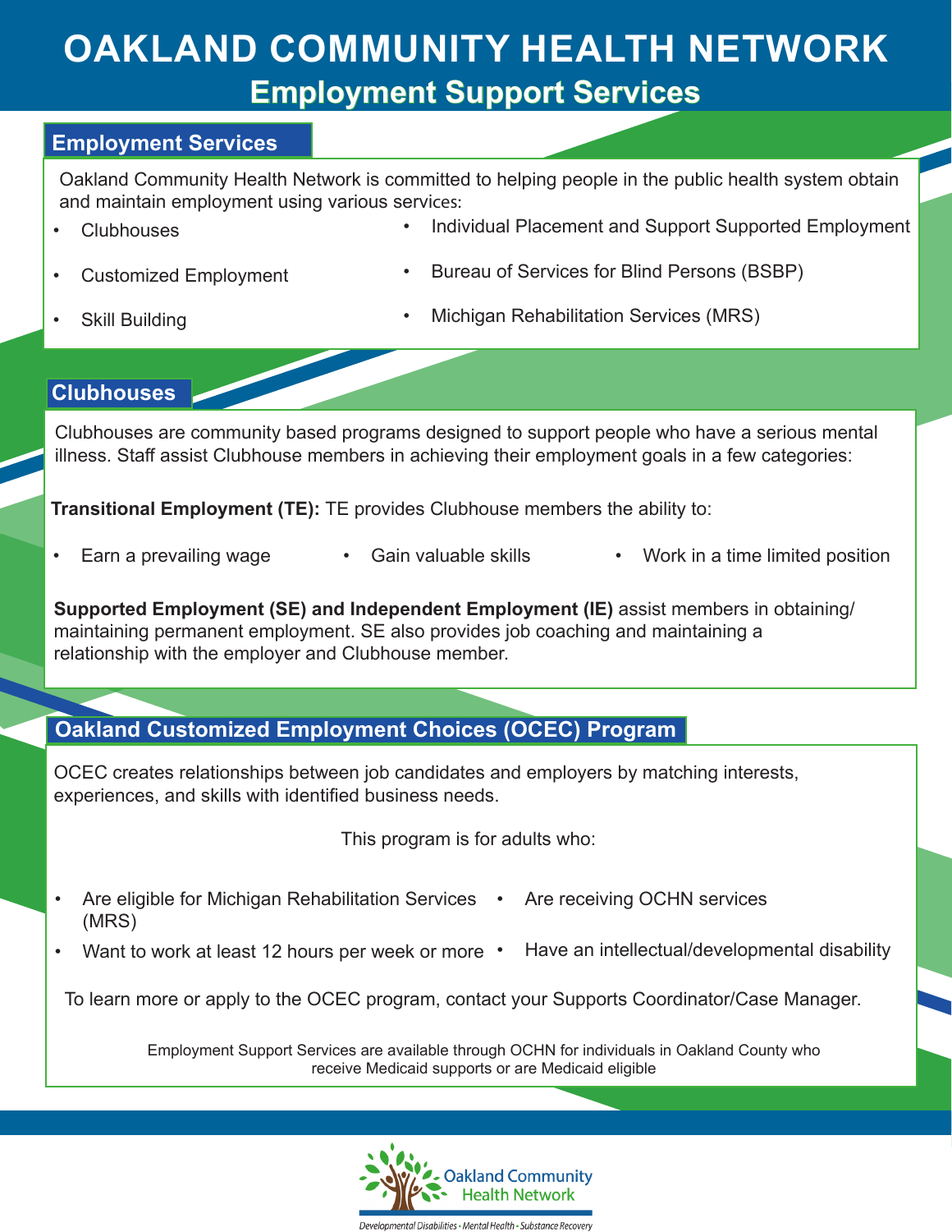# OAKLAND COMMUNITY HEALTH NETWORK

## Employment Support Services

### Employment Services

Oakland Community Health Network is committed to helping people in the public health system obtain and maintain employment using various services:

- Clubhouses
- Customized Employment
- Skill Building
- Individual Placement and Support Supported Employment
- Bureau of Services for Blind Persons (BSBP)
- Michigan Rehabilitation Services (MRS)

### Clubhouses

Clubhouses are community based programs designed to support people who have a serious mental illness. Staff assist Clubhouse members in achieving their employment goals in a few categories:

**Transitional Employment (TE):** TE provides Clubhouse members the ability to:

- Earn a prevailing wage
- Gain valuable skills
- Work in a time limited position

**Supported Employment (SE) and Independent Employment (IE)** assist members in obtaining/ maintaining permanent employment. SE also provides job coaching and maintaining a relationship with the employer and Clubhouse member.

### Oakland Customized Employment Choices (OCEC) Program

OCEC creates relationships between job candidates and employers by matching interests, experiences, and skills with identified business needs.

This program is for adults who:

- Are eligible for Michigan Rehabilitation Services (MRS)
- Want to work at least 12 hours per week or more
- Are receiving OCHN services
- Have an intellectual/developmental disability

To learn more or apply to the OCEC program, contact your Supports Coordinator/Case Manager.

Employment Support Services are available through OCHN for individuals in Oakland County who receive Medicaid supports or are Medicaid eligible

Oakland Community Health Network

*Developmental Disabilities • Mental Health • Substance Recovery*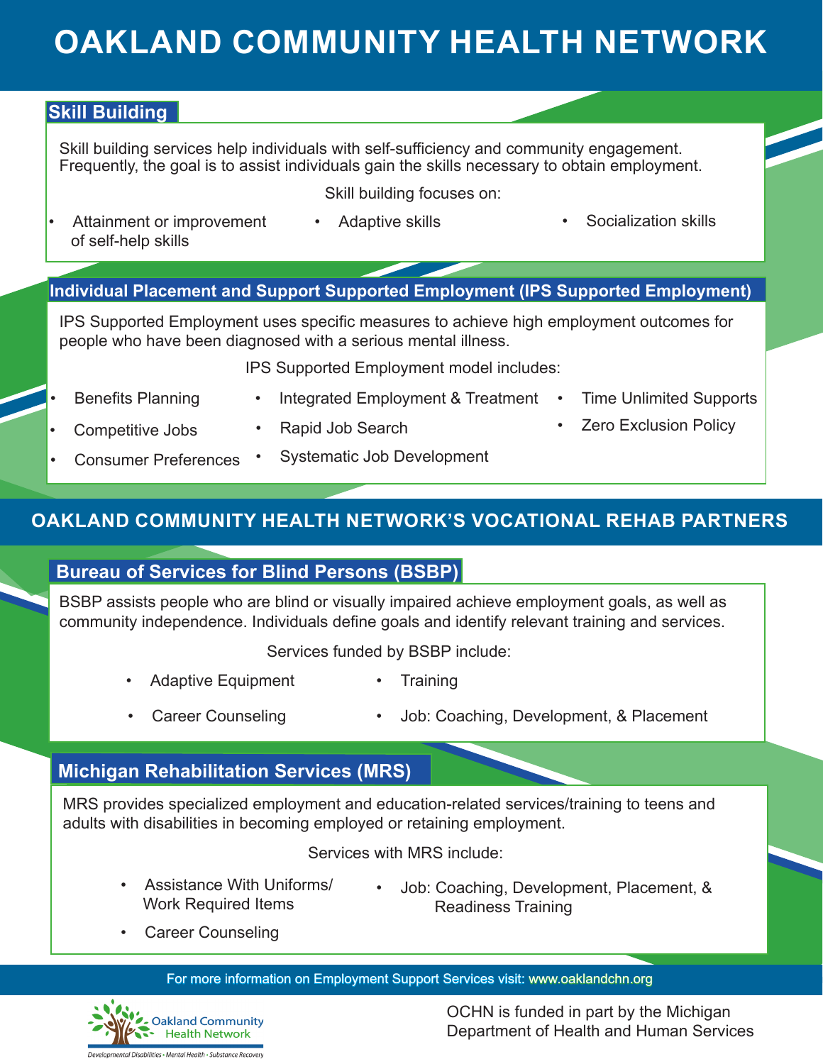# OAKLAND COMMUNITY HEALTH NETWORK

### Skill Building

Skill building services help individuals with self-sufficiency and community engagement. Frequently, the goal is to assist individuals gain the skills necessary to obtain employment.

Skill building focuses on:

- Attainment or improvement of self-help skills
- Adaptive skills
- Socialization skills

### Individual Placement and Support Supported Employment (IPS Supported Employment)

IPS Supported Employment uses specific measures to achieve high employment outcomes for people who have been diagnosed with a serious mental illness.

IPS Supported Employment model includes:

- Benefits Planning
- Competitive Jobs
- Consumer Preferences
- Integrated Employment & Treatment
- Rapid Job Search
- Systematic Job Development
- Time Unlimited Supports
- Zero Exclusion Policy

## OAKLAND COMMUNITY HEALTH NETWORK'S VOCATIONAL REHAB PARTNERS

### Bureau of Services for Blind Persons (BSBP)

BSBP assists people who are blind or visually impaired achieve employment goals, as well as community independence. Individuals define goals and identify relevant training and services.

Services funded by BSBP include:

- Adaptive Equipment
- Career Counseling
- Training
- Job: Coaching, Development, & Placement

### Michigan Rehabilitation Services (MRS)

MRS provides specialized employment and education-related services/training to teens and adults with disabilities in becoming employed or retaining employment.

Services with MRS include:

- Assistance With Uniforms/ Work Required Items
- Career Counseling
- Job: Coaching, Development, Placement, & Readiness Training

For more information on Employment Support Services visit: www.oaklandchn.org

Oakland Community Health Network

Developmental Disabilities • Mental Health • Substance Recovery

OCHN is funded in part by the Michigan Department of Health and Human Services